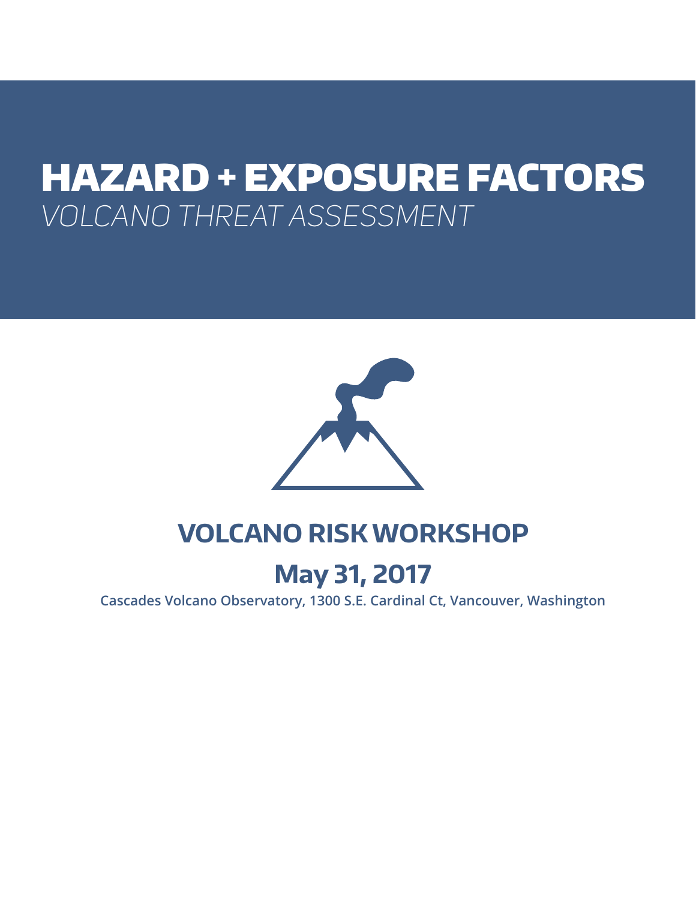# HAZARD + EXPOSURE FACTORS

*VOLCANO THREAT ASSESSMENT*

## VOLCANO RISK WORKSHOP

## May 31, 2017

**Cascades Volcano Observatory, 1300 S.E. Cardinal Ct, Vancouver, Washington**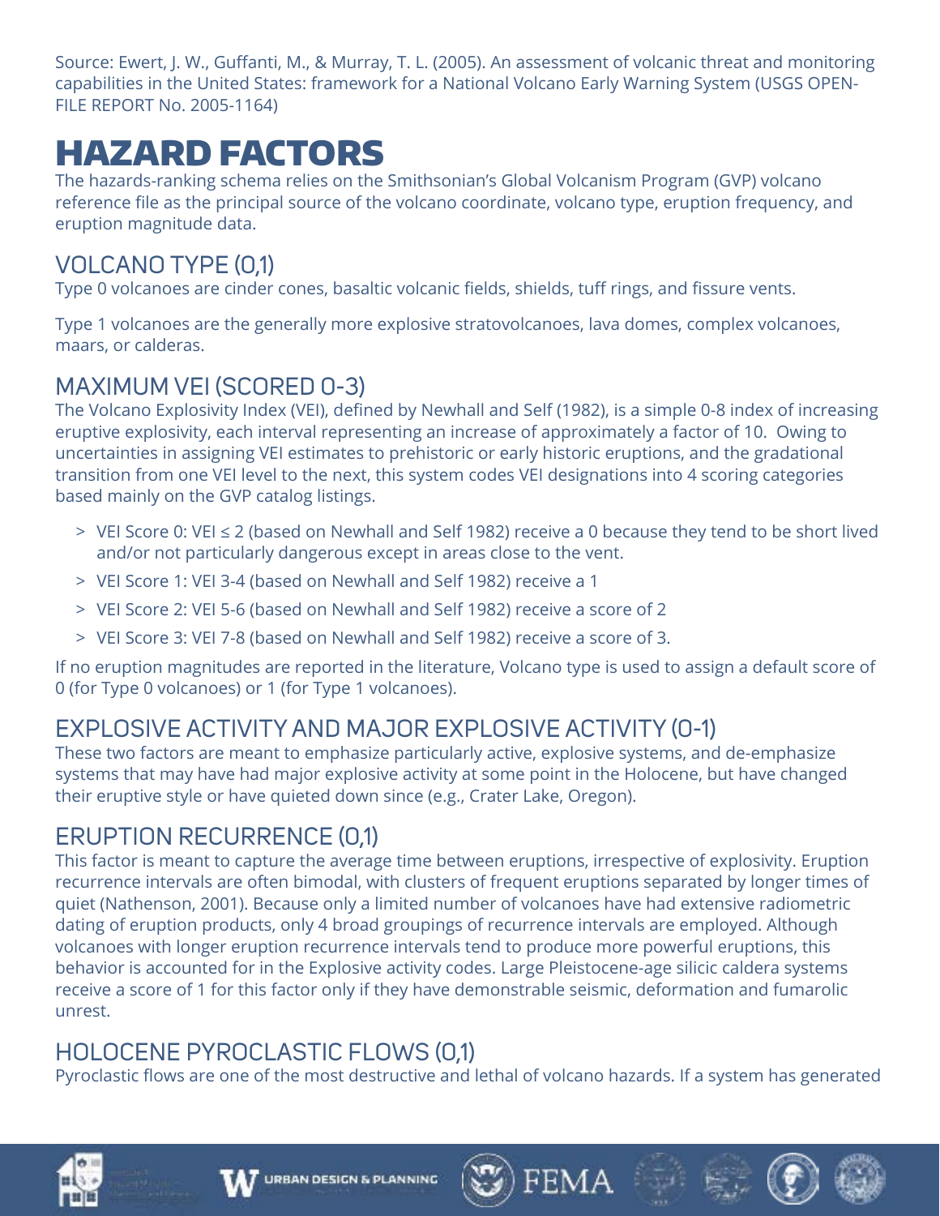Source: Ewert, J. W., Guffanti, M., & Murray, T. L. (2005). An assessment of volcanic threat and monitoring capabilities in the United States: framework for a National Volcano Early Warning System (USGS OPEN-FILE REPORT No. 2005-1164)

# HAZARD FACTORS

The hazards-ranking schema relies on the Smithsonian's Global Volcanism Program (GVP) volcano reference file as the principal source of the volcano coordinate, volcano type, eruption frequency, and eruption magnitude data.

## VOLCANO TYPE (0,1)

Type 0 volcanoes are cinder cones, basaltic volcanic fields, shields, tuff rings, and fissure vents.

Type 1 volcanoes are the generally more explosive stratovolcanoes, lava domes, complex volcanoes, maars, or calderas.

## MAXIMUM VEI (SCORED 0-3)

The Volcano Explosivity Index (VEI), defined by Newhall and Self (1982), is a simple 0-8 index of increasing eruptive explosivity, each interval representing an increase of approximately a factor of 10. Owing to uncertainties in assigning VEI estimates to prehistoric or early historic eruptions, and the gradational transition from one VEI level to the next, this system codes VEI designations into 4 scoring categories based mainly on the GVP catalog listings.

- VEI Score 0: VEI ≤ 2 (based on Newhall and Self 1982) receive a 0 because they tend to be short lived and/or not particularly dangerous except in areas close to the vent.
- VEI Score 1: VEI 3-4 (based on Newhall and Self 1982) receive a 1
- VEI Score 2: VEI 5-6 (based on Newhall and Self 1982) receive a score of 2
- VEI Score 3: VEI 7-8 (based on Newhall and Self 1982) receive a score of 3.

If no eruption magnitudes are reported in the literature, Volcano type is used to assign a default score of 0 (for Type 0 volcanoes) or 1 (for Type 1 volcanoes).

## EXPLOSIVE ACTIVITY AND MAJOR EXPLOSIVE ACTIVITY (0-1)

These two factors are meant to emphasize particularly active, explosive systems, and de-emphasize systems that may have had major explosive activity at some point in the Holocene, but have changed their eruptive style or have quieted down since (e.g., Crater Lake, Oregon).

## ERUPTION RECURRENCE (0,1)

This factor is meant to capture the average time between eruptions, irrespective of explosivity. Eruption recurrence intervals are often bimodal, with clusters of frequent eruptions separated by longer times of quiet (Nathenson, 2001). Because only a limited number of volcanoes have had extensive radiometric dating of eruption products, only 4 broad groupings of recurrence intervals are employed. Although volcanoes with longer eruption recurrence intervals tend to produce more powerful eruptions, this behavior is accounted for in the Explosive activity codes. Large Pleistocene-age silicic caldera systems receive a score of 1 for this factor only if they have demonstrable seismic, deformation and fumarolic unrest.

## HOLOCENE PYROCLASTIC FLOWS (0,1)

Pyroclastic flows are one of the most destructive and lethal of volcano hazards. If a system has generated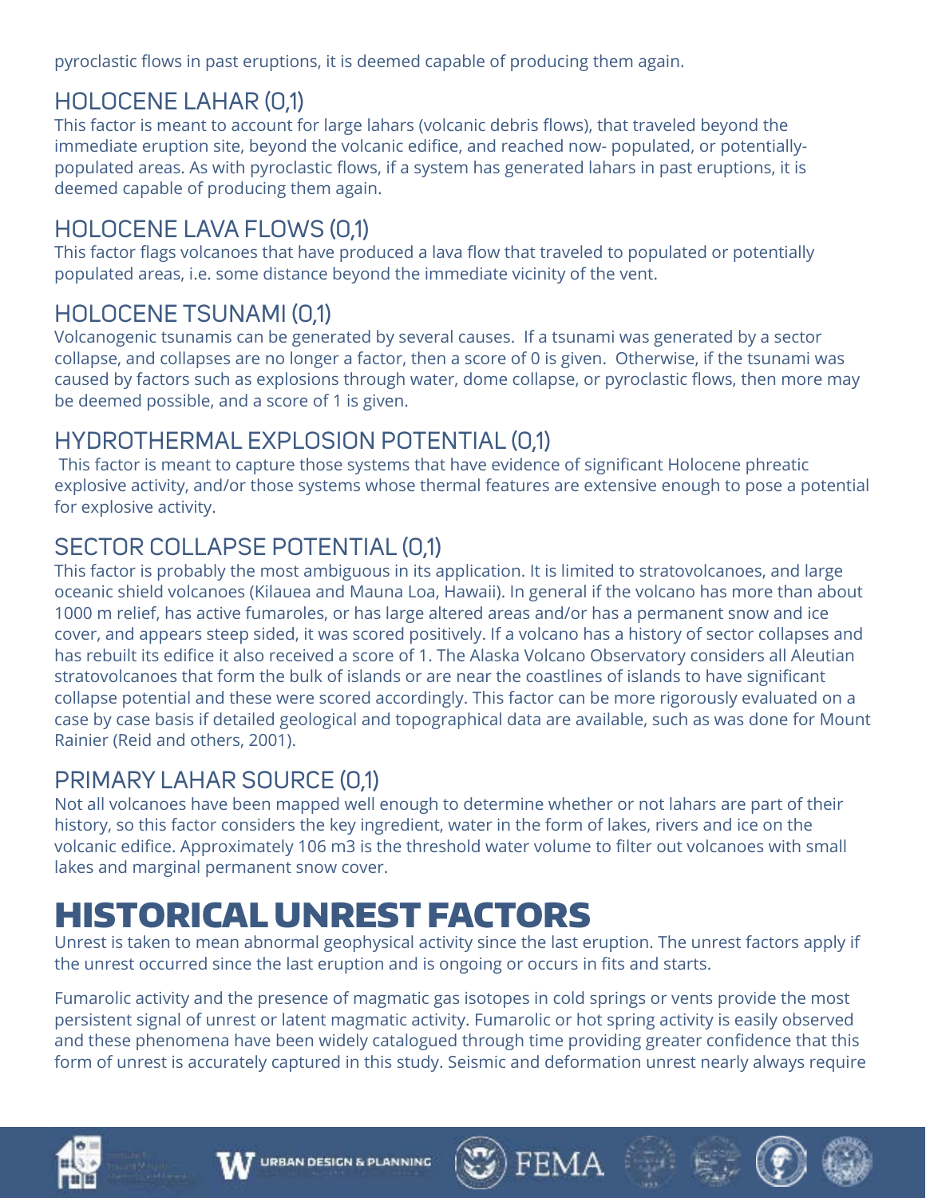pyroclastic flows in past eruptions, it is deemed capable of producing them again.

## HOLOCENE LAHAR (0,1)

This factor is meant to account for large lahars (volcanic debris flows), that traveled beyond the immediate eruption site, beyond the volcanic edifice, and reached now- populated, or potentially-populated areas. As with pyroclastic flows, if a system has generated lahars in past eruptions, it is deemed capable of producing them again.

## HOLOCENE LAVA FLOWS (0,1)

This factor flags volcanoes that have produced a lava flow that traveled to populated or potentially populated areas, i.e. some distance beyond the immediate vicinity of the vent.

## HOLOCENE TSUNAMI (0,1)

Volcanogenic tsunamis can be generated by several causes. If a tsunami was generated by a sector collapse, and collapses are no longer a factor, then a score of 0 is given. Otherwise, if the tsunami was caused by factors such as explosions through water, dome collapse, or pyroclastic flows, then more may be deemed possible, and a score of 1 is given.

## HYDROTHERMAL EXPLOSION POTENTIAL (0,1)

This factor is meant to capture those systems that have evidence of significant Holocene phreatic explosive activity, and/or those systems whose thermal features are extensive enough to pose a potential for explosive activity.

## SECTOR COLLAPSE POTENTIAL (0,1)

This factor is probably the most ambiguous in its application. It is limited to stratovolcanoes, and large oceanic shield volcanoes (Kilauea and Mauna Loa, Hawaii). In general if the volcano has more than about 1000 m relief, has active fumaroles, or has large altered areas and/or has a permanent snow and ice cover, and appears steep sided, it was scored positively. If a volcano has a history of sector collapses and has rebuilt its edifice it also received a score of 1. The Alaska Volcano Observatory considers all Aleutian stratovolcanoes that form the bulk of islands or are near the coastlines of islands to have significant collapse potential and these were scored accordingly. This factor can be more rigorously evaluated on a case by case basis if detailed geological and topographical data are available, such as was done for Mount Rainier (Reid and others, 2001).

## PRIMARY LAHAR SOURCE (0,1)

Not all volcanoes have been mapped well enough to determine whether or not lahars are part of their history, so this factor considers the key ingredient, water in the form of lakes, rivers and ice on the volcanic edifice. Approximately 106 m3 is the threshold water volume to filter out volcanoes with small lakes and marginal permanent snow cover.

# HISTORICAL UNREST FACTORS

Unrest is taken to mean abnormal geophysical activity since the last eruption. The unrest factors apply if the unrest occurred since the last eruption and is ongoing or occurs in fits and starts.

Fumarolic activity and the presence of magmatic gas isotopes in cold springs or vents provide the most persistent signal of unrest or latent magmatic activity. Fumarolic or hot spring activity is easily observed and these phenomena have been widely catalogued through time providing greater confidence that this form of unrest is accurately captured in this study. Seismic and deformation unrest nearly always require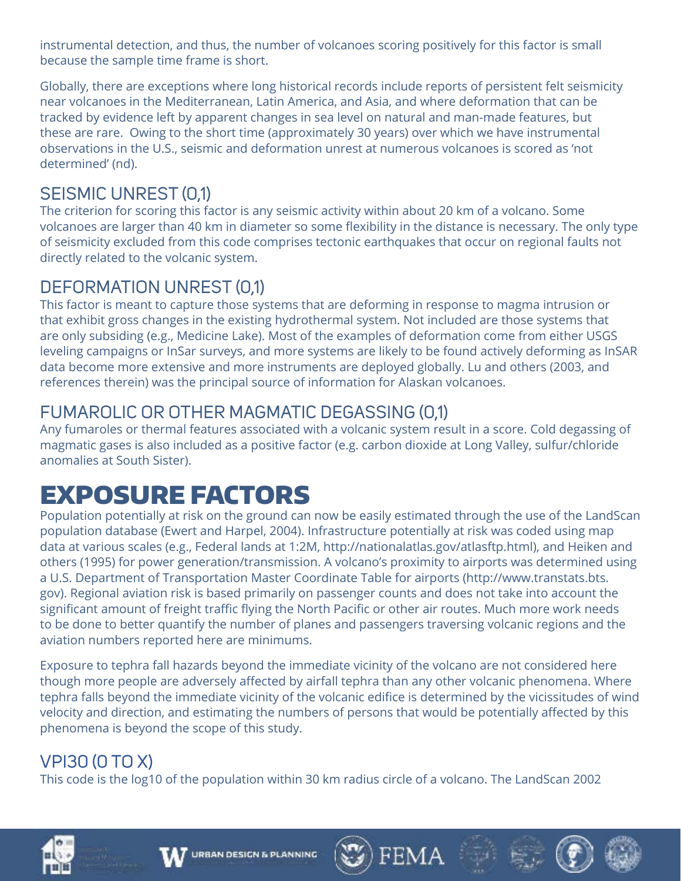instrumental detection, and thus, the number of volcanoes scoring positively for this factor is small because the sample time frame is short.

Globally, there are exceptions where long historical records include reports of persistent felt seismicity near volcanoes in the Mediterranean, Latin America, and Asia, and where deformation that can be tracked by evidence left by apparent changes in sea level on natural and man-made features, but these are rare. Owing to the short time (approximately 30 years) over which we have instrumental observations in the U.S., seismic and deformation unrest at numerous volcanoes is scored as 'not determined' (nd).

### SEISMIC UNREST (0,1)

The criterion for scoring this factor is any seismic activity within about 20 km of a volcano. Some volcanoes are larger than 40 km in diameter so some flexibility in the distance is necessary. The only type of seismicity excluded from this code comprises tectonic earthquakes that occur on regional faults not directly related to the volcanic system.

### DEFORMATION UNREST (0,1)

This factor is meant to capture those systems that are deforming in response to magma intrusion or that exhibit gross changes in the existing hydrothermal system. Not included are those systems that are only subsiding (e.g., Medicine Lake). Most of the examples of deformation come from either USGS leveling campaigns or InSar surveys, and more systems are likely to be found actively deforming as InSAR data become more extensive and more instruments are deployed globally. Lu and others (2003, and references therein) was the principal source of information for Alaskan volcanoes.

### FUMAROLIC OR OTHER MAGMATIC DEGASSING (0,1)

Any fumaroles or thermal features associated with a volcanic system result in a score. Cold degassing of magmatic gases is also included as a positive factor (e.g. carbon dioxide at Long Valley, sulfur/chloride anomalies at South Sister).

## EXPOSURE FACTORS

Population potentially at risk on the ground can now be easily estimated through the use of the LandScan population database (Ewert and Harpel, 2004). Infrastructure potentially at risk was coded using map data at various scales (e.g., Federal lands at 1:2M, http://nationalatlas.gov/atlasftp.html), and Heiken and others (1995) for power generation/transmission. A volcano's proximity to airports was determined using a U.S. Department of Transportation Master Coordinate Table for airports (http://www.transtats.bts.gov). Regional aviation risk is based primarily on passenger counts and does not take into account the significant amount of freight traffic flying the North Pacific or other air routes. Much more work needs to be done to better quantify the number of planes and passengers traversing volcanic regions and the aviation numbers reported here are minimums.

Exposure to tephra fall hazards beyond the immediate vicinity of the volcano are not considered here though more people are adversely affected by airfall tephra than any other volcanic phenomena. Where tephra falls beyond the immediate vicinity of the volcanic edifice is determined by the vicissitudes of wind velocity and direction, and estimating the numbers of persons that would be potentially affected by this phenomena is beyond the scope of this study.

### VPI30 (0 TO X)

This code is the log10 of the population within 30 km radius circle of a volcano. The LandScan 2002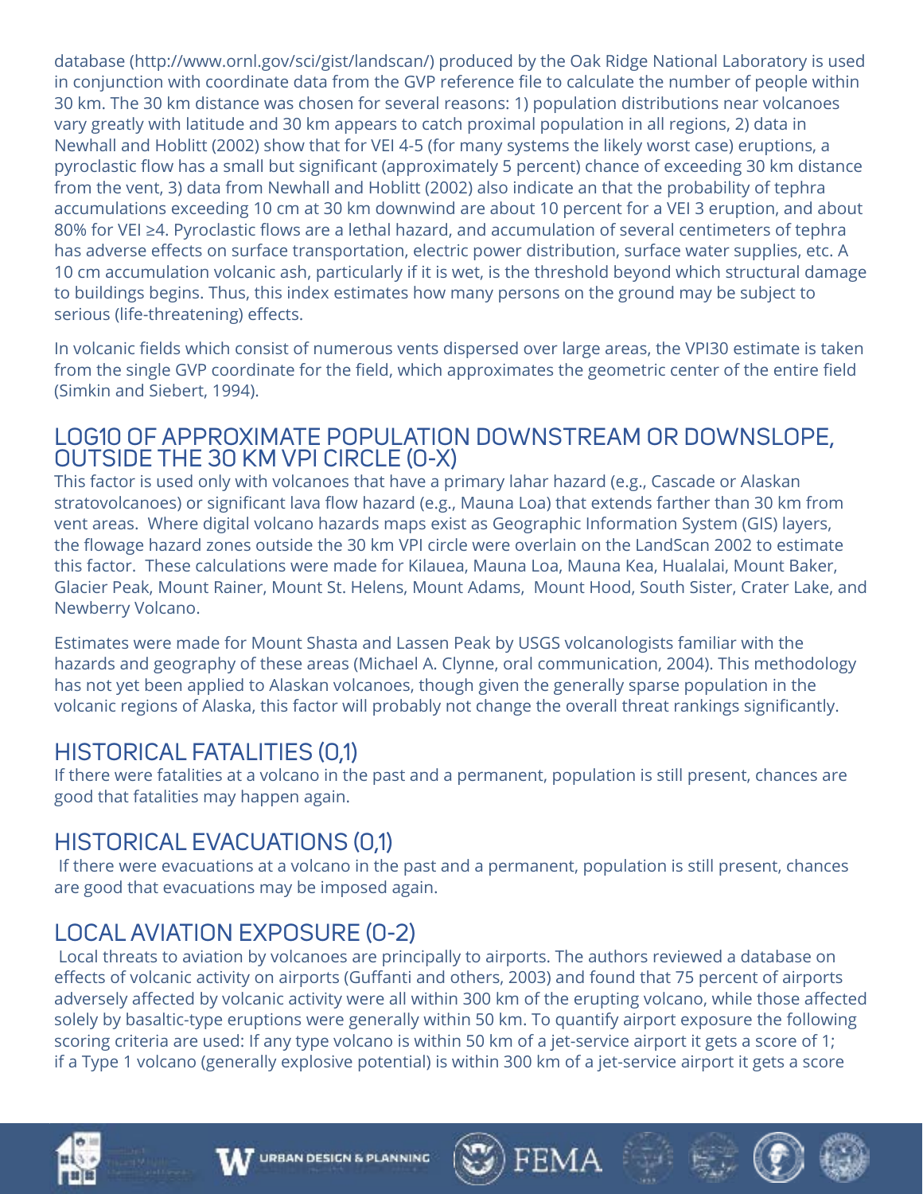database (http://www.ornl.gov/sci/gist/landscan/) produced by the Oak Ridge National Laboratory is used in conjunction with coordinate data from the GVP reference file to calculate the number of people within 30 km. The 30 km distance was chosen for several reasons: 1) population distributions near volcanoes vary greatly with latitude and 30 km appears to catch proximal population in all regions, 2) data in Newhall and Hoblitt (2002) show that for VEI 4-5 (for many systems the likely worst case) eruptions, a pyroclastic flow has a small but significant (approximately 5 percent) chance of exceeding 30 km distance from the vent, 3) data from Newhall and Hoblitt (2002) also indicate an that the probability of tephra accumulations exceeding 10 cm at 30 km downwind are about 10 percent for a VEI 3 eruption, and about 80% for VEI ≥4. Pyroclastic flows are a lethal hazard, and accumulation of several centimeters of tephra has adverse effects on surface transportation, electric power distribution, surface water supplies, etc. A 10 cm accumulation volcanic ash, particularly if it is wet, is the threshold beyond which structural damage to buildings begins. Thus, this index estimates how many persons on the ground may be subject to serious (life-threatening) effects.

In volcanic fields which consist of numerous vents dispersed over large areas, the VPI30 estimate is taken from the single GVP coordinate for the field, which approximates the geometric center of the entire field (Simkin and Siebert, 1994).

## LOG10 OF APPROXIMATE POPULATION DOWNSTREAM OR DOWNSLOPE, OUTSIDE THE 30 KM VPI CIRCLE (0-X)

This factor is used only with volcanoes that have a primary lahar hazard (e.g., Cascade or Alaskan stratovolcanoes) or significant lava flow hazard (e.g., Mauna Loa) that extends farther than 30 km from vent areas. Where digital volcano hazards maps exist as Geographic Information System (GIS) layers, the flowage hazard zones outside the 30 km VPI circle were overlain on the LandScan 2002 to estimate this factor. These calculations were made for Kilauea, Mauna Loa, Mauna Kea, Hualalai, Mount Baker, Glacier Peak, Mount Rainer, Mount St. Helens, Mount Adams, Mount Hood, South Sister, Crater Lake, and Newberry Volcano.

Estimates were made for Mount Shasta and Lassen Peak by USGS volcanologists familiar with the hazards and geography of these areas (Michael A. Clynne, oral communication, 2004). This methodology has not yet been applied to Alaskan volcanoes, though given the generally sparse population in the volcanic regions of Alaska, this factor will probably not change the overall threat rankings significantly.

## HISTORICAL FATALITIES (0,1)

If there were fatalities at a volcano in the past and a permanent, population is still present, chances are good that fatalities may happen again.

## HISTORICAL EVACUATIONS (0,1)

If there were evacuations at a volcano in the past and a permanent, population is still present, chances are good that evacuations may be imposed again.

## LOCAL AVIATION EXPOSURE (0-2)

Local threats to aviation by volcanoes are principally to airports. The authors reviewed a database on effects of volcanic activity on airports (Guffanti and others, 2003) and found that 75 percent of airports adversely affected by volcanic activity were all within 300 km of the erupting volcano, while those affected solely by basaltic-type eruptions were generally within 50 km. To quantify airport exposure the following scoring criteria are used: If any type volcano is within 50 km of a jet-service airport it gets a score of 1; if a Type 1 volcano (generally explosive potential) is within 300 km of a jet-service airport it gets a score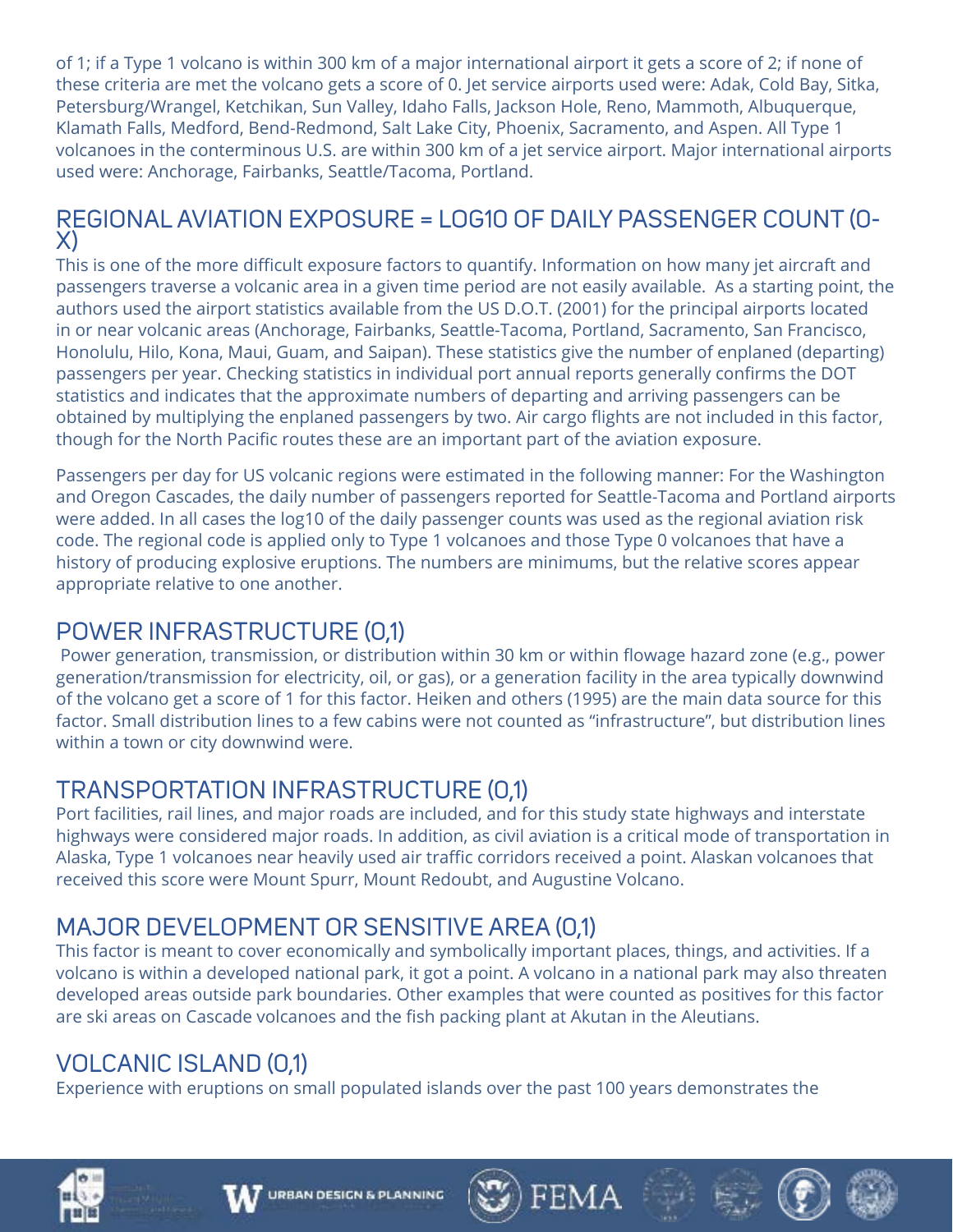of 1; if a Type 1 volcano is within 300 km of a major international airport it gets a score of 2; if none of these criteria are met the volcano gets a score of 0. Jet service airports used were: Adak, Cold Bay, Sitka, Petersburg/Wrangel, Ketchikan, Sun Valley, Idaho Falls, Jackson Hole, Reno, Mammoth, Albuquerque, Klamath Falls, Medford, Bend-Redmond, Salt Lake City, Phoenix, Sacramento, and Aspen. All Type 1 volcanoes in the conterminous U.S. are within 300 km of a jet service airport. Major international airports used were: Anchorage, Fairbanks, Seattle/Tacoma, Portland.

## REGIONAL AVIATION EXPOSURE = LOG10 OF DAILY PASSENGER COUNT (0-X)

This is one of the more difficult exposure factors to quantify. Information on how many jet aircraft and passengers traverse a volcanic area in a given time period are not easily available. As a starting point, the authors used the airport statistics available from the US D.O.T. (2001) for the principal airports located in or near volcanic areas (Anchorage, Fairbanks, Seattle-Tacoma, Portland, Sacramento, San Francisco, Honolulu, Hilo, Kona, Maui, Guam, and Saipan). These statistics give the number of enplaned (departing) passengers per year. Checking statistics in individual port annual reports generally confirms the DOT statistics and indicates that the approximate numbers of departing and arriving passengers can be obtained by multiplying the enplaned passengers by two. Air cargo flights are not included in this factor, though for the North Pacific routes these are an important part of the aviation exposure.

Passengers per day for US volcanic regions were estimated in the following manner: For the Washington and Oregon Cascades, the daily number of passengers reported for Seattle-Tacoma and Portland airports were added. In all cases the log10 of the daily passenger counts was used as the regional aviation risk code. The regional code is applied only to Type 1 volcanoes and those Type 0 volcanoes that have a history of producing explosive eruptions. The numbers are minimums, but the relative scores appear appropriate relative to one another.

## POWER INFRASTRUCTURE (0,1)

Power generation, transmission, or distribution within 30 km or within flowage hazard zone (e.g., power generation/transmission for electricity, oil, or gas), or a generation facility in the area typically downwind of the volcano get a score of 1 for this factor. Heiken and others (1995) are the main data source for this factor. Small distribution lines to a few cabins were not counted as "infrastructure", but distribution lines within a town or city downwind were.

## TRANSPORTATION INFRASTRUCTURE (0,1)

Port facilities, rail lines, and major roads are included, and for this study state highways and interstate highways were considered major roads. In addition, as civil aviation is a critical mode of transportation in Alaska, Type 1 volcanoes near heavily used air traffic corridors received a point. Alaskan volcanoes that received this score were Mount Spurr, Mount Redoubt, and Augustine Volcano.

## MAJOR DEVELOPMENT OR SENSITIVE AREA (0,1)

This factor is meant to cover economically and symbolically important places, things, and activities. If a volcano is within a developed national park, it got a point. A volcano in a national park may also threaten developed areas outside park boundaries. Other examples that were counted as positives for this factor are ski areas on Cascade volcanoes and the fish packing plant at Akutan in the Aleutians.

## VOLCANIC ISLAND (0,1)

Experience with eruptions on small populated islands over the past 100 years demonstrates the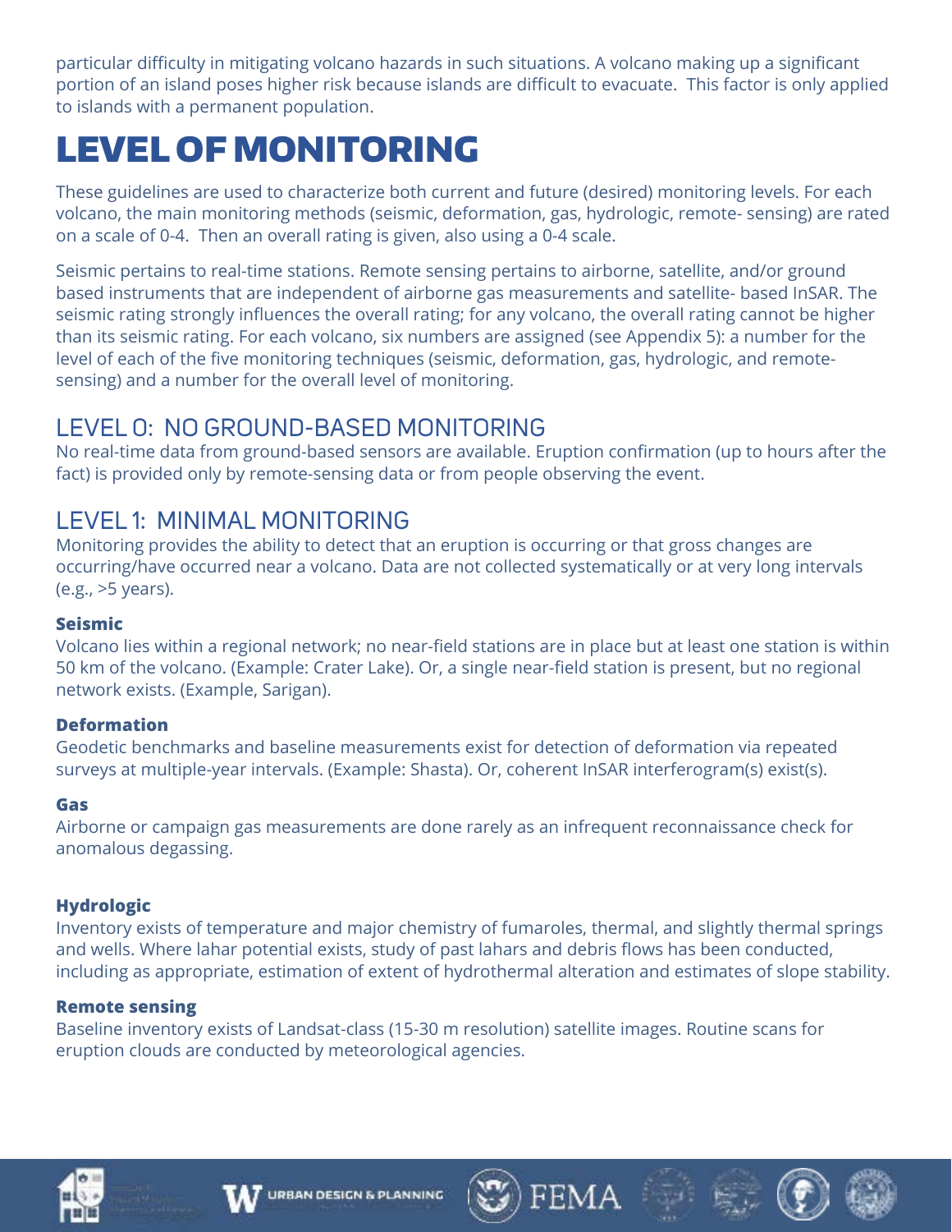particular difficulty in mitigating volcano hazards in such situations. A volcano making up a significant portion of an island poses higher risk because islands are difficult to evacuate. This factor is only applied to islands with a permanent population.

# LEVEL OF MONITORING

These guidelines are used to characterize both current and future (desired) monitoring levels. For each volcano, the main monitoring methods (seismic, deformation, gas, hydrologic, remote- sensing) are rated on a scale of 0-4. Then an overall rating is given, also using a 0-4 scale.

Seismic pertains to real-time stations. Remote sensing pertains to airborne, satellite, and/or ground based instruments that are independent of airborne gas measurements and satellite- based InSAR. The seismic rating strongly influences the overall rating; for any volcano, the overall rating cannot be higher than its seismic rating. For each volcano, six numbers are assigned (see Appendix 5): a number for the level of each of the five monitoring techniques (seismic, deformation, gas, hydrologic, and remote-sensing) and a number for the overall level of monitoring.

## LEVEL 0: NO GROUND-BASED MONITORING

No real-time data from ground-based sensors are available. Eruption confirmation (up to hours after the fact) is provided only by remote-sensing data or from people observing the event.

## LEVEL 1: MINIMAL MONITORING

Monitoring provides the ability to detect that an eruption is occurring or that gross changes are occurring/have occurred near a volcano. Data are not collected systematically or at very long intervals (e.g., >5 years).

### Seismic

Volcano lies within a regional network; no near-field stations are in place but at least one station is within 50 km of the volcano. (Example: Crater Lake). Or, a single near-field station is present, but no regional network exists. (Example, Sarigan).

### Deformation

Geodetic benchmarks and baseline measurements exist for detection of deformation via repeated surveys at multiple-year intervals. (Example: Shasta). Or, coherent InSAR interferogram(s) exist(s).

### Gas

Airborne or campaign gas measurements are done rarely as an infrequent reconnaissance check for anomalous degassing.

### Hydrologic

Inventory exists of temperature and major chemistry of fumaroles, thermal, and slightly thermal springs and wells. Where lahar potential exists, study of past lahars and debris flows has been conducted, including as appropriate, estimation of extent of hydrothermal alteration and estimates of slope stability.

### Remote sensing

Baseline inventory exists of Landsat-class (15-30 m resolution) satellite images. Routine scans for eruption clouds are conducted by meteorological agencies.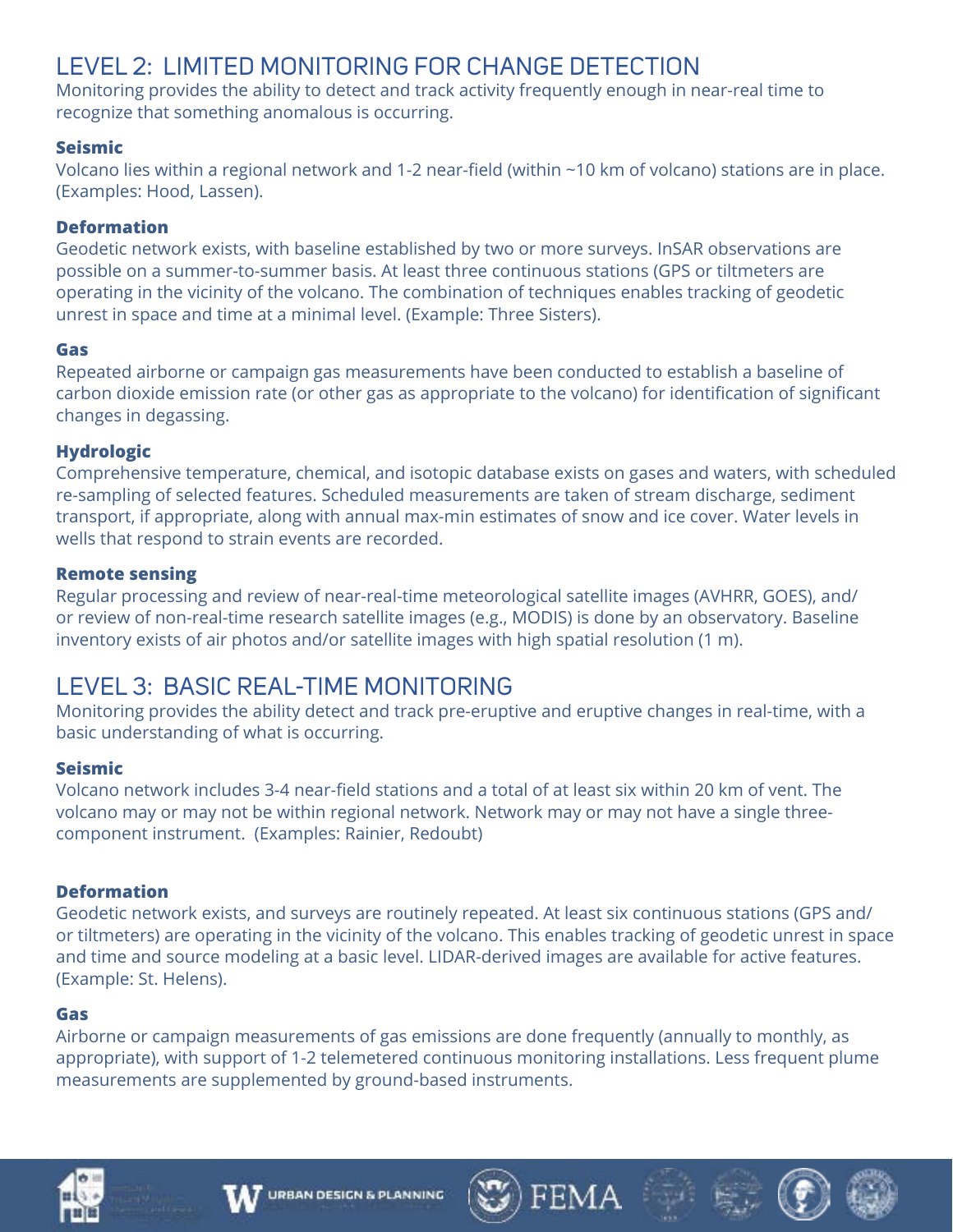## LEVEL 2: LIMITED MONITORING FOR CHANGE DETECTION

Monitoring provides the ability to detect and track activity frequently enough in near-real time to recognize that something anomalous is occurring.

**Seismic**

Volcano lies within a regional network and 1-2 near-field (within ~10 km of volcano) stations are in place. (Examples: Hood, Lassen).

**Deformation**

Geodetic network exists, with baseline established by two or more surveys. InSAR observations are possible on a summer-to-summer basis. At least three continuous stations (GPS or tiltmeters are operating in the vicinity of the volcano. The combination of techniques enables tracking of geodetic unrest in space and time at a minimal level. (Example: Three Sisters).

**Gas**

Repeated airborne or campaign gas measurements have been conducted to establish a baseline of carbon dioxide emission rate (or other gas as appropriate to the volcano) for identification of significant changes in degassing.

**Hydrologic**

Comprehensive temperature, chemical, and isotopic database exists on gases and waters, with scheduled re-sampling of selected features. Scheduled measurements are taken of stream discharge, sediment transport, if appropriate, along with annual max-min estimates of snow and ice cover. Water levels in wells that respond to strain events are recorded.

**Remote sensing**

Regular processing and review of near-real-time meteorological satellite images (AVHRR, GOES), and/or review of non-real-time research satellite images (e.g., MODIS) is done by an observatory. Baseline inventory exists of air photos and/or satellite images with high spatial resolution (1 m).

## LEVEL 3: BASIC REAL-TIME MONITORING

Monitoring provides the ability detect and track pre-eruptive and eruptive changes in real-time, with a basic understanding of what is occurring.

**Seismic**

Volcano network includes 3-4 near-field stations and a total of at least six within 20 km of vent. The volcano may or may not be within regional network. Network may or may not have a single three-component instrument. (Examples: Rainier, Redoubt)

**Deformation**

Geodetic network exists, and surveys are routinely repeated. At least six continuous stations (GPS and/or tiltmeters) are operating in the vicinity of the volcano. This enables tracking of geodetic unrest in space and time and source modeling at a basic level. LIDAR-derived images are available for active features. (Example: St. Helens).

**Gas**

Airborne or campaign measurements of gas emissions are done frequently (annually to monthly, as appropriate), with support of 1-2 telemetered continuous monitoring installations. Less frequent plume measurements are supplemented by ground-based instruments.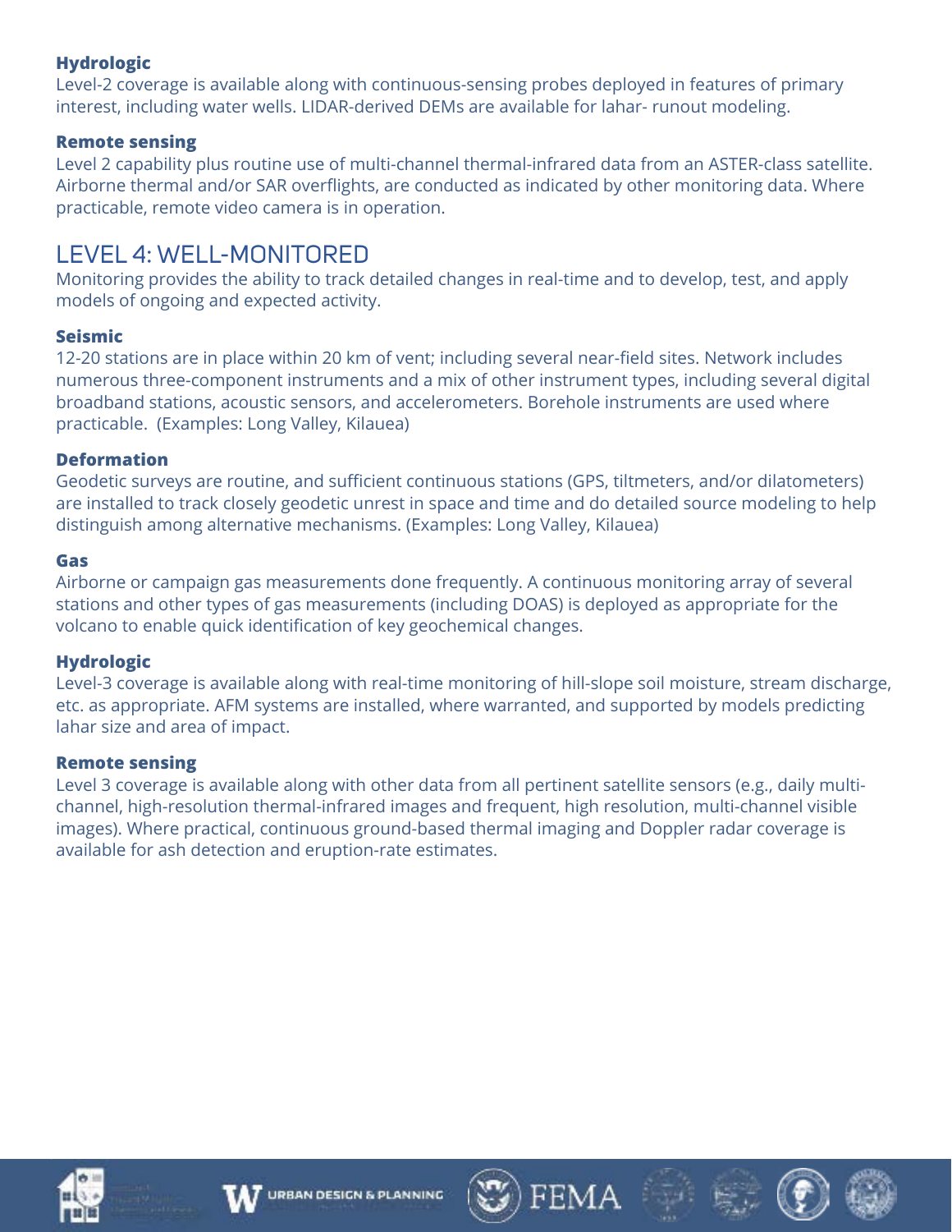#### Hydrologic

Level-2 coverage is available along with continuous-sensing probes deployed in features of primary interest, including water wells. LIDAR-derived DEMs are available for lahar- runout modeling.

#### Remote sensing

Level 2 capability plus routine use of multi-channel thermal-infrared data from an ASTER-class satellite. Airborne thermal and/or SAR overflights, are conducted as indicated by other monitoring data. Where practicable, remote video camera is in operation.

## LEVEL 4: WELL-MONITORED

Monitoring provides the ability to track detailed changes in real-time and to develop, test, and apply models of ongoing and expected activity.

#### Seismic

12-20 stations are in place within 20 km of vent; including several near-field sites. Network includes numerous three-component instruments and a mix of other instrument types, including several digital broadband stations, acoustic sensors, and accelerometers. Borehole instruments are used where practicable. (Examples: Long Valley, Kilauea)

#### Deformation

Geodetic surveys are routine, and sufficient continuous stations (GPS, tiltmeters, and/or dilatometers) are installed to track closely geodetic unrest in space and time and do detailed source modeling to help distinguish among alternative mechanisms. (Examples: Long Valley, Kilauea)

#### Gas

Airborne or campaign gas measurements done frequently. A continuous monitoring array of several stations and other types of gas measurements (including DOAS) is deployed as appropriate for the volcano to enable quick identification of key geochemical changes.

#### Hydrologic

Level-3 coverage is available along with real-time monitoring of hill-slope soil moisture, stream discharge, etc. as appropriate. AFM systems are installed, where warranted, and supported by models predicting lahar size and area of impact.

#### Remote sensing

Level 3 coverage is available along with other data from all pertinent satellite sensors (e.g., daily multi-channel, high-resolution thermal-infrared images and frequent, high resolution, multi-channel visible images). Where practical, continuous ground-based thermal imaging and Doppler radar coverage is available for ash detection and eruption-rate estimates.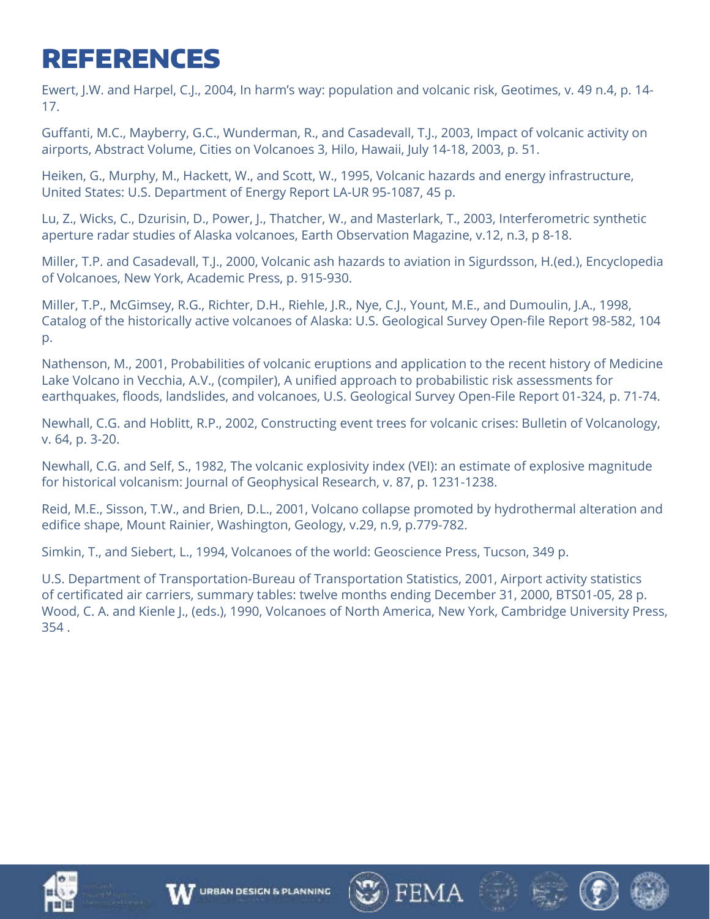# REFERENCES

Ewert, J.W. and Harpel, C.J., 2004, In harm's way: population and volcanic risk, Geotimes, v. 49 n.4, p. 14-17.

Guffanti, M.C., Mayberry, G.C., Wunderman, R., and Casadevall, T.J., 2003, Impact of volcanic activity on airports, Abstract Volume, Cities on Volcanoes 3, Hilo, Hawaii, July 14-18, 2003, p. 51.

Heiken, G., Murphy, M., Hackett, W., and Scott, W., 1995, Volcanic hazards and energy infrastructure, United States: U.S. Department of Energy Report LA-UR 95-1087, 45 p.

Lu, Z., Wicks, C., Dzurisin, D., Power, J., Thatcher, W., and Masterlark, T., 2003, Interferometric synthetic aperture radar studies of Alaska volcanoes, Earth Observation Magazine, v.12, n.3, p 8-18.

Miller, T.P. and Casadevall, T.J., 2000, Volcanic ash hazards to aviation in Sigurdsson, H.(ed.), Encyclopedia of Volcanoes, New York, Academic Press, p. 915-930.

Miller, T.P., McGimsey, R.G., Richter, D.H., Riehle, J.R., Nye, C.J., Yount, M.E., and Dumoulin, J.A., 1998, Catalog of the historically active volcanoes of Alaska: U.S. Geological Survey Open-file Report 98-582, 104 p.

Nathenson, M., 2001, Probabilities of volcanic eruptions and application to the recent history of Medicine Lake Volcano in Vecchia, A.V., (compiler), A unified approach to probabilistic risk assessments for earthquakes, floods, landslides, and volcanoes, U.S. Geological Survey Open-File Report 01-324, p. 71-74.

Newhall, C.G. and Hoblitt, R.P., 2002, Constructing event trees for volcanic crises: Bulletin of Volcanology, v. 64, p. 3-20.

Newhall, C.G. and Self, S., 1982, The volcanic explosivity index (VEI): an estimate of explosive magnitude for historical volcanism: Journal of Geophysical Research, v. 87, p. 1231-1238.

Reid, M.E., Sisson, T.W., and Brien, D.L., 2001, Volcano collapse promoted by hydrothermal alteration and edifice shape, Mount Rainier, Washington, Geology, v.29, n.9, p.779-782.

Simkin, T., and Siebert, L., 1994, Volcanoes of the world: Geoscience Press, Tucson, 349 p.

U.S. Department of Transportation-Bureau of Transportation Statistics, 2001, Airport activity statistics of certificated air carriers, summary tables: twelve months ending December 31, 2000, BTS01-05, 28 p.
Wood, C. A. and Kienle J., (eds.), 1990, Volcanoes of North America, New York, Cambridge University Press, 354 .